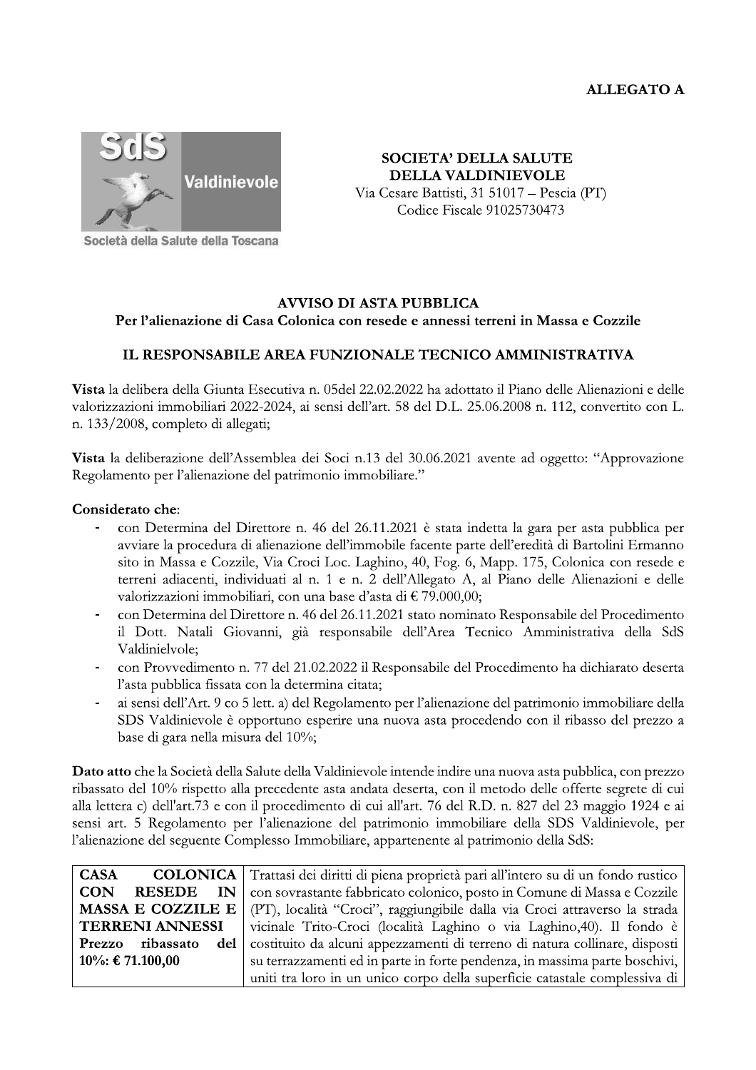**ALLEGATO A**

**SOCIETA' DELLA SALUTE**
**DELLA VALDINIEVOLE**
Via Cesare Battisti, 31 51017 – Pescia (PT)
Codice Fiscale 91025730473

Società della Salute della Toscana

**AVVISO DI ASTA PUBBLICA**
**Per l'alienazione di Casa Colonica con resede e annessi terreni in Massa e Cozzile**

**IL RESPONSABILE AREA FUNZIONALE TECNICO AMMINISTRATIVA**

**Vista** la delibera della Giunta Esecutiva n. 05del 22.02.2022 ha adottato il Piano delle Alienazioni e delle valorizzazioni immobiliari 2022-2024, ai sensi dell'art. 58 del D.L. 25.06.2008 n. 112, convertito con L. n. 133/2008, completo di allegati;

**Vista** la deliberazione dell'Assemblea dei Soci n.13 del 30.06.2021 avente ad oggetto: "Approvazione Regolamento per l'alienazione del patrimonio immobiliare."

**Considerato che**:

- con Determina del Direttore n. 46 del 26.11.2021 è stata indetta la gara per asta pubblica per avviare la procedura di alienazione dell'immobile facente parte dell'eredità di Bartolini Ermanno sito in Massa e Cozzile, Via Croci Loc. Laghino, 40, Fog. 6, Mapp. 175, Colonica con resede e terreni adiacenti, individuati al n. 1 e n. 2 dell'Allegato A, al Piano delle Alienazioni e delle valorizzazioni immobiliari, con una base d'asta di € 79.000,00;
- con Determina del Direttore n. 46 del 26.11.2021 stato nominato Responsabile del Procedimento il Dott. Natali Giovanni, già responsabile dell'Area Tecnico Amministrativa della SdS Valdinielvole;
- con Provvedimento n. 77 del 21.02.2022 il Responsabile del Procedimento ha dichiarato deserta l'asta pubblica fissata con la determina citata;
- ai sensi dell'Art. 9 co 5 lett. a) del Regolamento per l'alienazione del patrimonio immobiliare della SDS Valdinievole è opportuno esperire una nuova asta procedendo con il ribasso del prezzo a base di gara nella misura del 10%;

**Dato atto** che la Società della Salute della Valdinievole intende indire una nuova asta pubblica, con prezzo ribassato del 10% rispetto alla precedente asta andata deserta, con il metodo delle offerte segrete di cui alla lettera c) dell'art.73 e con il procedimento di cui all'art. 76 del R.D. n. 827 del 23 maggio 1924 e ai sensi art. 5 Regolamento per l'alienazione del patrimonio immobiliare della SDS Valdinievole, per l'alienazione del seguente Complesso Immobiliare, appartenente al patrimonio della SdS:

| | |
|---|---|
| **CASA COLONICA CON RESEDE IN MASSA E COZZILE E TERRENI ANNESSI** **Prezzo ribassato del 10%: € 71.100,00** | Trattasi dei diritti di piena proprietà pari all'intero su di un fondo rustico con sovrastante fabbricato colonico, posto in Comune di Massa e Cozzile (PT), località "Croci", raggiungibile dalla via Croci attraverso la strada vicinale Trito-Croci (località Laghino o via Laghino,40). Il fondo è costituito da alcuni appezzamenti di terreno di natura collinare, disposti su terrazzamenti ed in parte in forte pendenza, in massima parte boschivi, uniti tra loro in un unico corpo della superficie catastale complessiva di |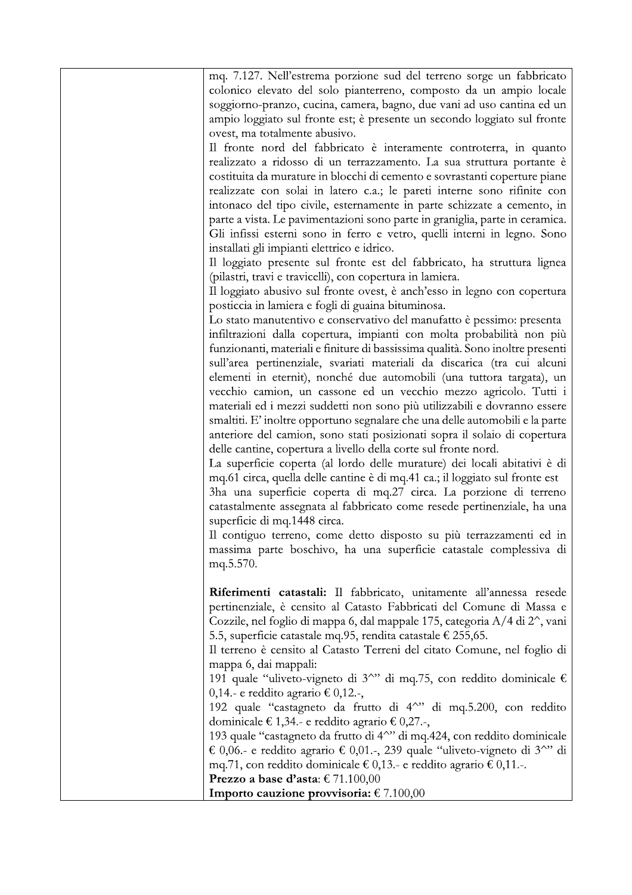| | |
|---|---|
| | mq. 7.127. Nell'estrema porzione sud del terreno sorge un fabbricato colonico elevato del solo pianterreno, composto da un ampio locale soggiorno-pranzo, cucina, camera, bagno, due vani ad uso cantina ed un ampio loggiato sul fronte est; è presente un secondo loggiato sul fronte ovest, ma totalmente abusivo.<br>Il fronte nord del fabbricato è interamente controterra, in quanto realizzato a ridosso di un terrazzamento. La sua struttura portante è costituita da murature in blocchi di cemento e sovrastanti coperture piane realizzate con solai in latero c.a.; le pareti interne sono rifinite con intonaco del tipo civile, esternamente in parte schizzate a cemento, in parte a vista. Le pavimentazioni sono parte in graniglia, parte in ceramica. Gli infissi esterni sono in ferro e vetro, quelli interni in legno. Sono installati gli impianti elettrico e idrico.<br>Il loggiato presente sul fronte est del fabbricato, ha struttura lignea (pilastri, travi e travicelli), con copertura in lamiera.<br>Il loggiato abusivo sul fronte ovest, è anch'esso in legno con copertura posticcia in lamiera e fogli di guaina bituminosa.<br>Lo stato manutentivo e conservativo del manufatto è pessimo: presenta infiltrazioni dalla copertura, impianti con molta probabilità non più funzionanti, materiali e finiture di bassissima qualità. Sono inoltre presenti sull'area pertinenziale, svariati materiali da discarica (tra cui alcuni elementi in eternit), nonché due automobili (una tuttora targata), un vecchio camion, un cassone ed un vecchio mezzo agricolo. Tutti i materiali ed i mezzi suddetti non sono più utilizzabili e dovranno essere smaltiti. E' inoltre opportuno segnalare che una delle automobili e la parte anteriore del camion, sono stati posizionati sopra il solaio di copertura delle cantine, copertura a livello della corte sul fronte nord.<br>La superficie coperta (al lordo delle murature) dei locali abitativi è di mq.61 circa, quella delle cantine è di mq.41 ca.; il loggiato sul fronte est 3ha una superficie coperta di mq.27 circa. La porzione di terreno catastalmente assegnata al fabbricato come resede pertinenziale, ha una superficie di mq.1448 circa.<br>Il contiguo terreno, come detto disposto su più terrazzamenti ed in massima parte boschivo, ha una superficie catastale complessiva di mq.5.570.<br><br>**Riferimenti catastali:** Il fabbricato, unitamente all'annessa resede pertinenziale, è censito al Catasto Fabbricati del Comune di Massa e Cozzile, nel foglio di mappa 6, dal mappale 175, categoria A/4 di 2^, vani 5.5, superficie catastale mq.95, rendita catastale € 255,65.<br>Il terreno è censito al Catasto Terreni del citato Comune, nel foglio di mappa 6, dai mappali:<br>191 quale "uliveto-vigneto di 3^" di mq.75, con reddito dominicale € 0,14.- e reddito agrario € 0,12.-,<br>192 quale "castagneto da frutto di 4^" di mq.5.200, con reddito dominicale € 1,34.- e reddito agrario € 0,27.-,<br>193 quale "castagneto da frutto di 4^" di mq.424, con reddito dominicale € 0,06.- e reddito agrario € 0,01.-, 239 quale "uliveto-vigneto di 3^" di mq.71, con reddito dominicale € 0,13.- e reddito agrario € 0,11.-.<br>**Prezzo a base d'asta**: € 71.100,00<br>**Importo cauzione provvisoria:** € 7.100,00 |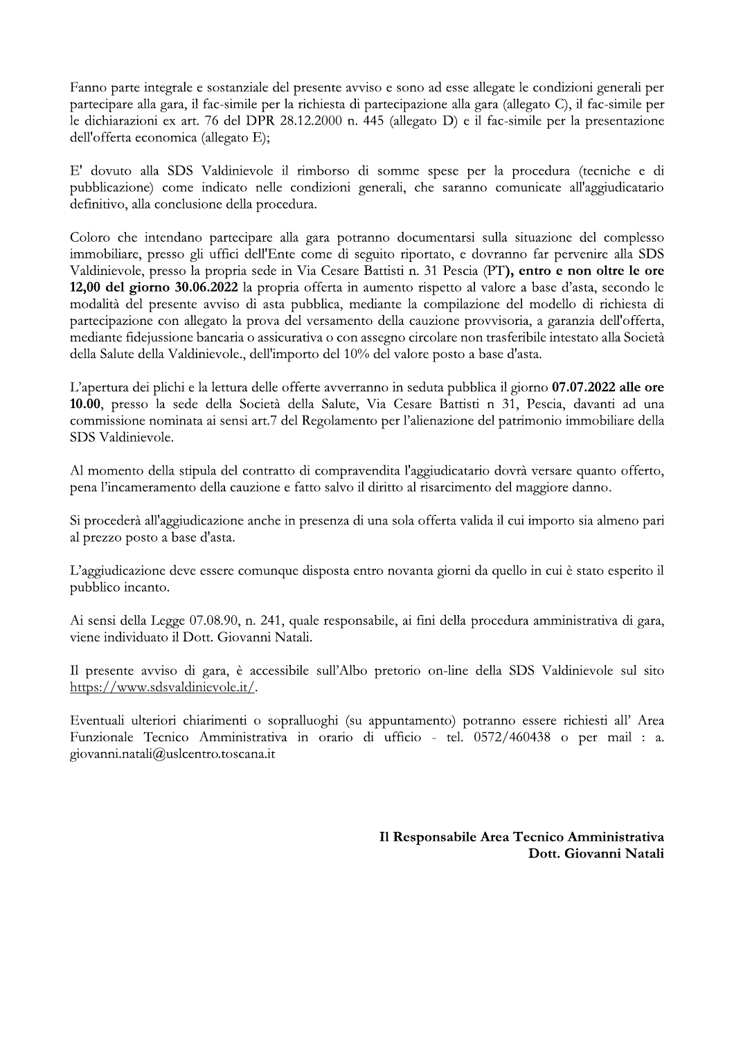Fanno parte integrale e sostanziale del presente avviso e sono ad esse allegate le condizioni generali per partecipare alla gara, il fac-simile per la richiesta di partecipazione alla gara (allegato C), il fac-simile per le dichiarazioni ex art. 76 del DPR 28.12.2000 n. 445 (allegato D) e il fac-simile per la presentazione dell'offerta economica (allegato E);

E' dovuto alla SDS Valdinievole il rimborso di somme spese per la procedura (tecniche e di pubblicazione) come indicato nelle condizioni generali, che saranno comunicate all'aggiudicatario definitivo, alla conclusione della procedura.

Coloro che intendano partecipare alla gara potranno documentarsi sulla situazione del complesso immobiliare, presso gli uffici dell'Ente come di seguito riportato, e dovranno far pervenire alla SDS Valdinievole, presso la propria sede in Via Cesare Battisti n. 31 Pescia (PT**), entro e non oltre le ore 12,00 del giorno 30.06.2022** la propria offerta in aumento rispetto al valore a base d'asta, secondo le modalità del presente avviso di asta pubblica, mediante la compilazione del modello di richiesta di partecipazione con allegato la prova del versamento della cauzione provvisoria, a garanzia dell'offerta, mediante fidejussione bancaria o assicurativa o con assegno circolare non trasferibile intestato alla Società della Salute della Valdinievole., dell'importo del 10% del valore posto a base d'asta.

L'apertura dei plichi e la lettura delle offerte avverranno in seduta pubblica il giorno **07.07.2022 alle ore 10.00**, presso la sede della Società della Salute, Via Cesare Battisti n 31, Pescia, davanti ad una commissione nominata ai sensi art.7 del Regolamento per l'alienazione del patrimonio immobiliare della SDS Valdinievole.

Al momento della stipula del contratto di compravendita l'aggiudicatario dovrà versare quanto offerto, pena l'incameramento della cauzione e fatto salvo il diritto al risarcimento del maggiore danno.

Si procederà all'aggiudicazione anche in presenza di una sola offerta valida il cui importo sia almeno pari al prezzo posto a base d'asta.

L'aggiudicazione deve essere comunque disposta entro novanta giorni da quello in cui è stato esperito il pubblico incanto.

Ai sensi della Legge 07.08.90, n. 241, quale responsabile, ai fini della procedura amministrativa di gara, viene individuato il Dott. Giovanni Natali.

Il presente avviso di gara, è accessibile sull'Albo pretorio on-line della SDS Valdinievole sul sito https://www.sdsvaldinievole.it/.

Eventuali ulteriori chiarimenti o sopralluoghi (su appuntamento) potranno essere richiesti all' Area Funzionale Tecnico Amministrativa in orario di ufficio - tel. 0572/460438 o per mail : a. giovanni.natali@uslcentro.toscana.it

**Il Responsabile Area Tecnico Amministrativa**
**Dott. Giovanni Natali**